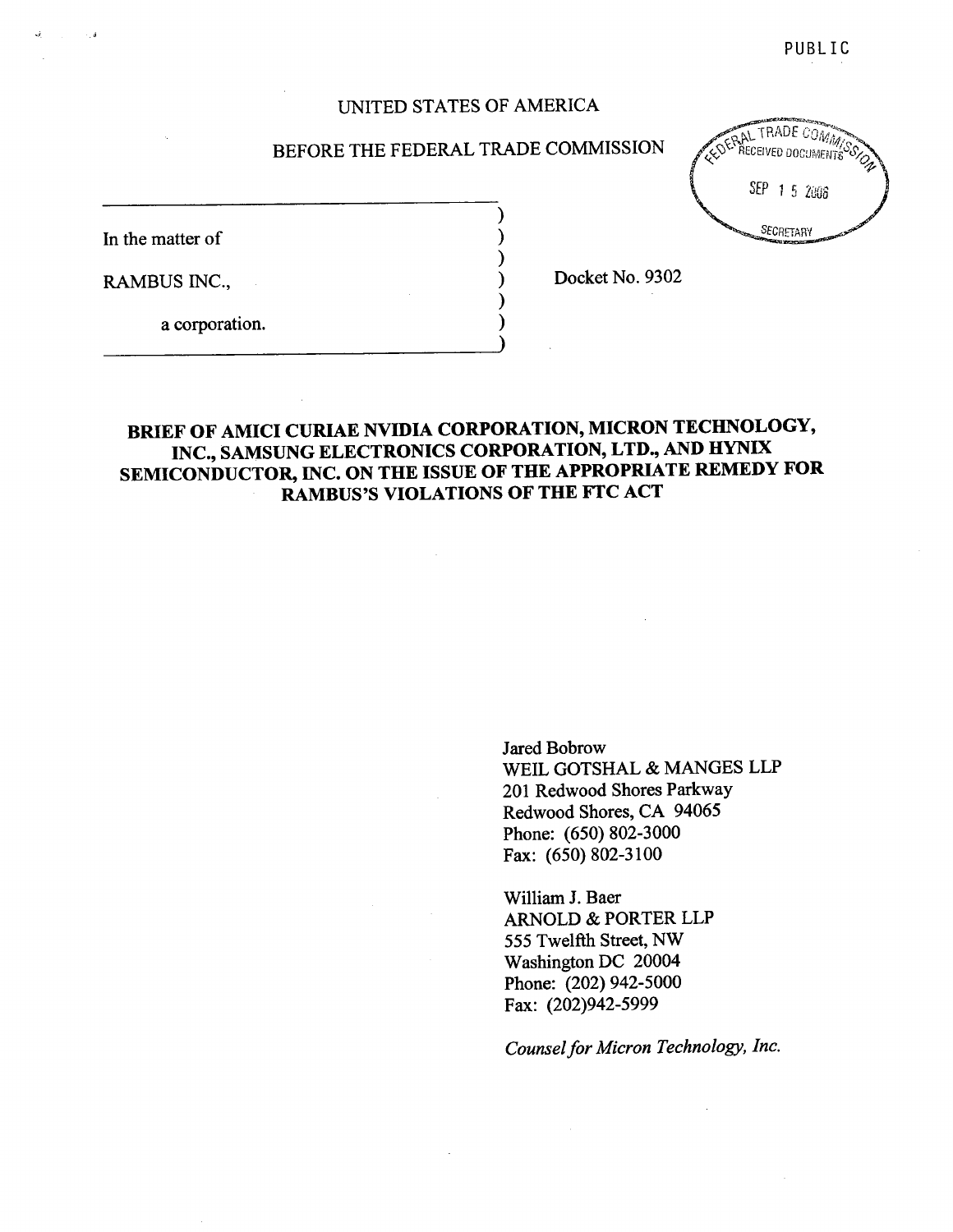PUBLIC

UNITED STATES OF AMERICA

BEFORE THE FEDERAL TRADE COMMISSION

FEDERAL TRADE COMMISSION RECEIVED DOCUMENTS SEP 15 2006 SECRETARY

In the matter of

RAMBUS INC.,

a corporation.

Docket No. 9302

**BRIEF OF AMICI CURIAE NVIDIA CORPORATION, MICRON TECHNOLOGY, INC., SAMSUNG ELECTRONICS CORPORATION, LTD., AND HYNIX SEMICONDUCTOR, INC. ON THE ISSUE OF THE APPROPRIATE REMEDY FOR RAMBUS'S VIOLATIONS OF THE FTC ACT**

Jared Bobrow
WEIL GOTSHAL & MANGES LLP
201 Redwood Shores Parkway
Redwood Shores, CA 94065
Phone: (650) 802-3000
Fax: (650) 802-3100

William J. Baer
ARNOLD & PORTER LLP
555 Twelfth Street, NW
Washington DC 20004
Phone: (202) 942-5000
Fax: (202)942-5999

*Counsel for Micron Technology, Inc.*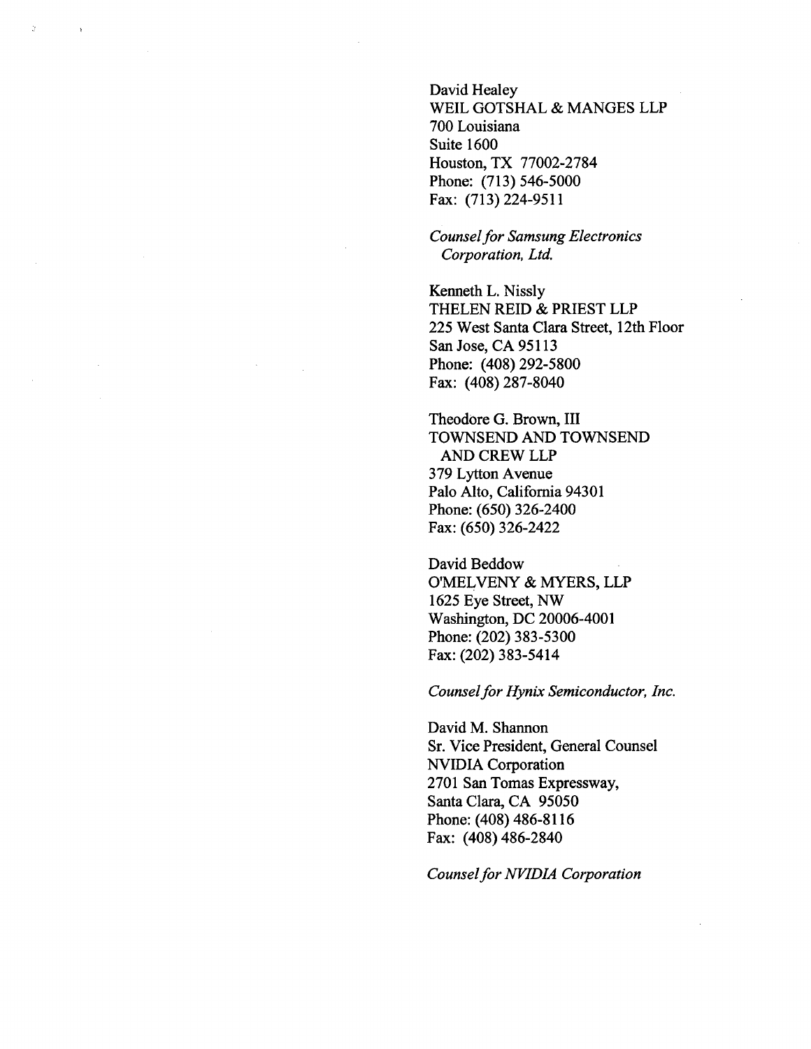David Healey
WEIL GOTSHAL & MANGES LLP
700 Louisiana
Suite 1600
Houston, TX 77002-2784
Phone: (713) 546-5000
Fax: (713) 224-9511

*Counsel for Samsung Electronics Corporation, Ltd.*

Kenneth L. Nissly
THELEN REID & PRIEST LLP
225 West Santa Clara Street, 12th Floor
San Jose, CA 95113
Phone: (408) 292-5800
Fax: (408) 287-8040

Theodore G. Brown, III
TOWNSEND AND TOWNSEND AND CREW LLP
379 Lytton Avenue
Palo Alto, California 94301
Phone: (650) 326-2400
Fax: (650) 326-2422

David Beddow
O'MELVENY & MYERS, LLP
1625 Eye Street, NW
Washington, DC 20006-4001
Phone: (202) 383-5300
Fax: (202) 383-5414

*Counsel for Hynix Semiconductor, Inc.*

David M. Shannon
Sr. Vice President, General Counsel
NVIDIA Corporation
2701 San Tomas Expressway,
Santa Clara, CA 95050
Phone: (408) 486-8116
Fax: (408) 486-2840

*Counsel for NVIDIA Corporation*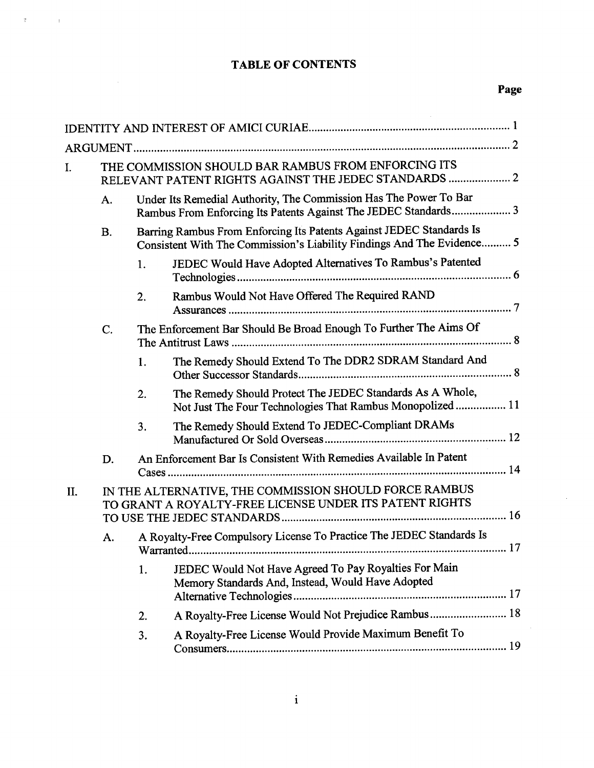# TABLE OF CONTENTS

| | | | | Page |
|---|---|---|---|---|
| IDENTITY AND INTEREST OF AMICI CURIAE | | | | 1 |
| ARGUMENT | | | | 2 |
| I. | THE COMMISSION SHOULD BAR RAMBUS FROM ENFORCING ITS RELEVANT PATENT RIGHTS AGAINST THE JEDEC STANDARDS | | | 2 |
| | A. | Under Its Remedial Authority, The Commission Has The Power To Bar Rambus From Enforcing Its Patents Against The JEDEC Standards | | 3 |
| | B. | Barring Rambus From Enforcing Its Patents Against JEDEC Standards Is Consistent With The Commission's Liability Findings And The Evidence | | 5 |
| | | 1. | JEDEC Would Have Adopted Alternatives To Rambus's Patented Technologies | 6 |
| | | 2. | Rambus Would Not Have Offered The Required RAND Assurances | 7 |
| | C. | The Enforcement Bar Should Be Broad Enough To Further The Aims Of The Antitrust Laws | | 8 |
| | | 1. | The Remedy Should Extend To The DDR2 SDRAM Standard And Other Successor Standards | 8 |
| | | 2. | The Remedy Should Protect The JEDEC Standards As A Whole, Not Just The Four Technologies That Rambus Monopolized | 11 |
| | | 3. | The Remedy Should Extend To JEDEC-Compliant DRAMs Manufactured Or Sold Overseas | 12 |
| | D. | An Enforcement Bar Is Consistent With Remedies Available In Patent Cases | | 14 |
| II. | IN THE ALTERNATIVE, THE COMMISSION SHOULD FORCE RAMBUS TO GRANT A ROYALTY-FREE LICENSE UNDER ITS PATENT RIGHTS TO USE THE JEDEC STANDARDS | | | 16 |
| | A. | A Royalty-Free Compulsory License To Practice The JEDEC Standards Is Warranted | | 17 |
| | | 1. | JEDEC Would Not Have Agreed To Pay Royalties For Main Memory Standards And, Instead, Would Have Adopted Alternative Technologies | 17 |
| | | 2. | A Royalty-Free License Would Not Prejudice Rambus | 18 |
| | | 3. | A Royalty-Free License Would Provide Maximum Benefit To Consumers | 19 |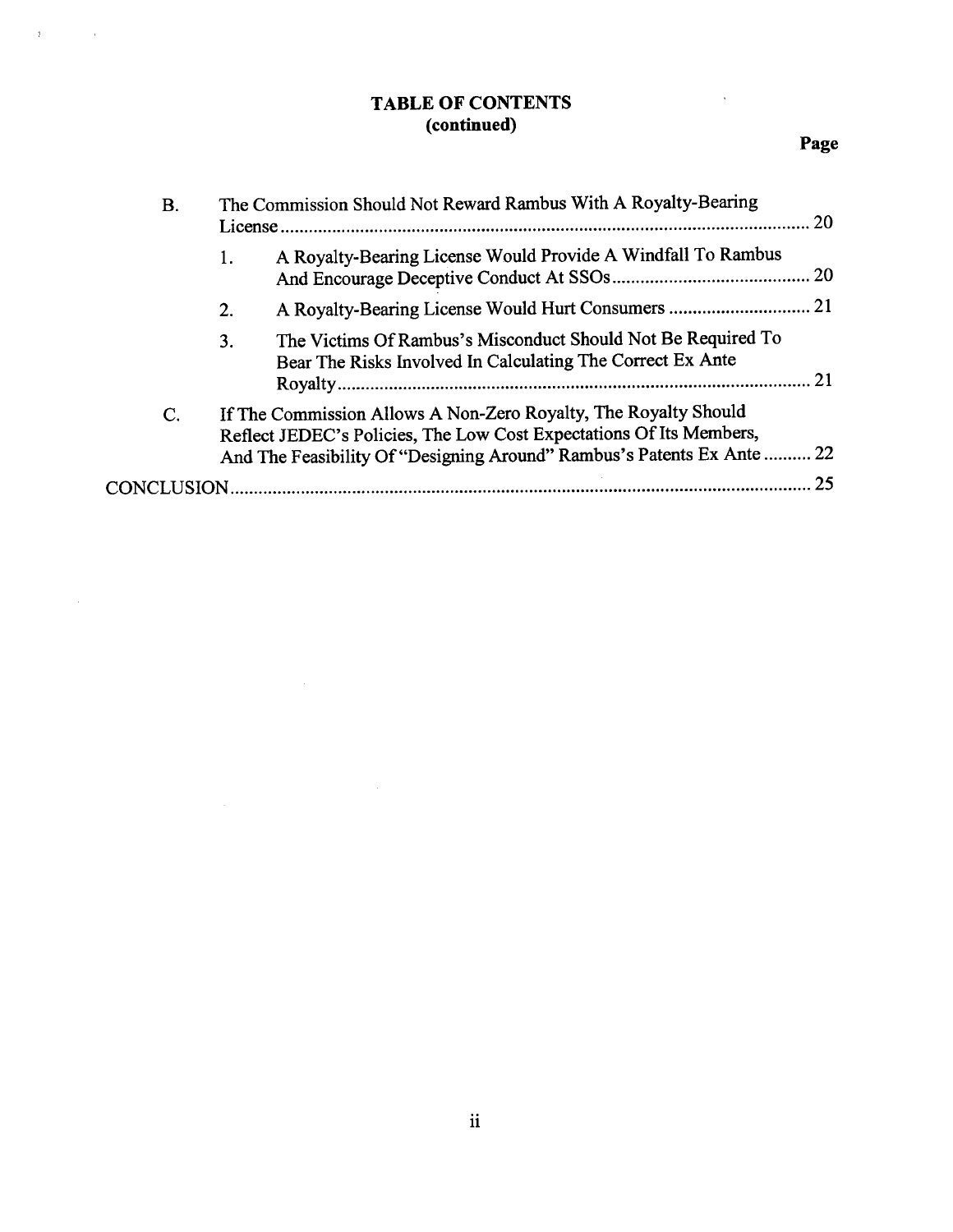## TABLE OF CONTENTS
## (continued)

| | | Page |
|---|---|---|
| B. | The Commission Should Not Reward Rambus With A Royalty-Bearing License | 20 |
| | 1. A Royalty-Bearing License Would Provide A Windfall To Rambus And Encourage Deceptive Conduct At SSOs | 20 |
| | 2. A Royalty-Bearing License Would Hurt Consumers | 21 |
| | 3. The Victims Of Rambus's Misconduct Should Not Be Required To Bear The Risks Involved In Calculating The Correct Ex Ante Royalty | 21 |
| C. | If The Commission Allows A Non-Zero Royalty, The Royalty Should Reflect JEDEC's Policies, The Low Cost Expectations Of Its Members, And The Feasibility Of "Designing Around" Rambus's Patents Ex Ante | 22 |
| CONCLUSION | | 25 |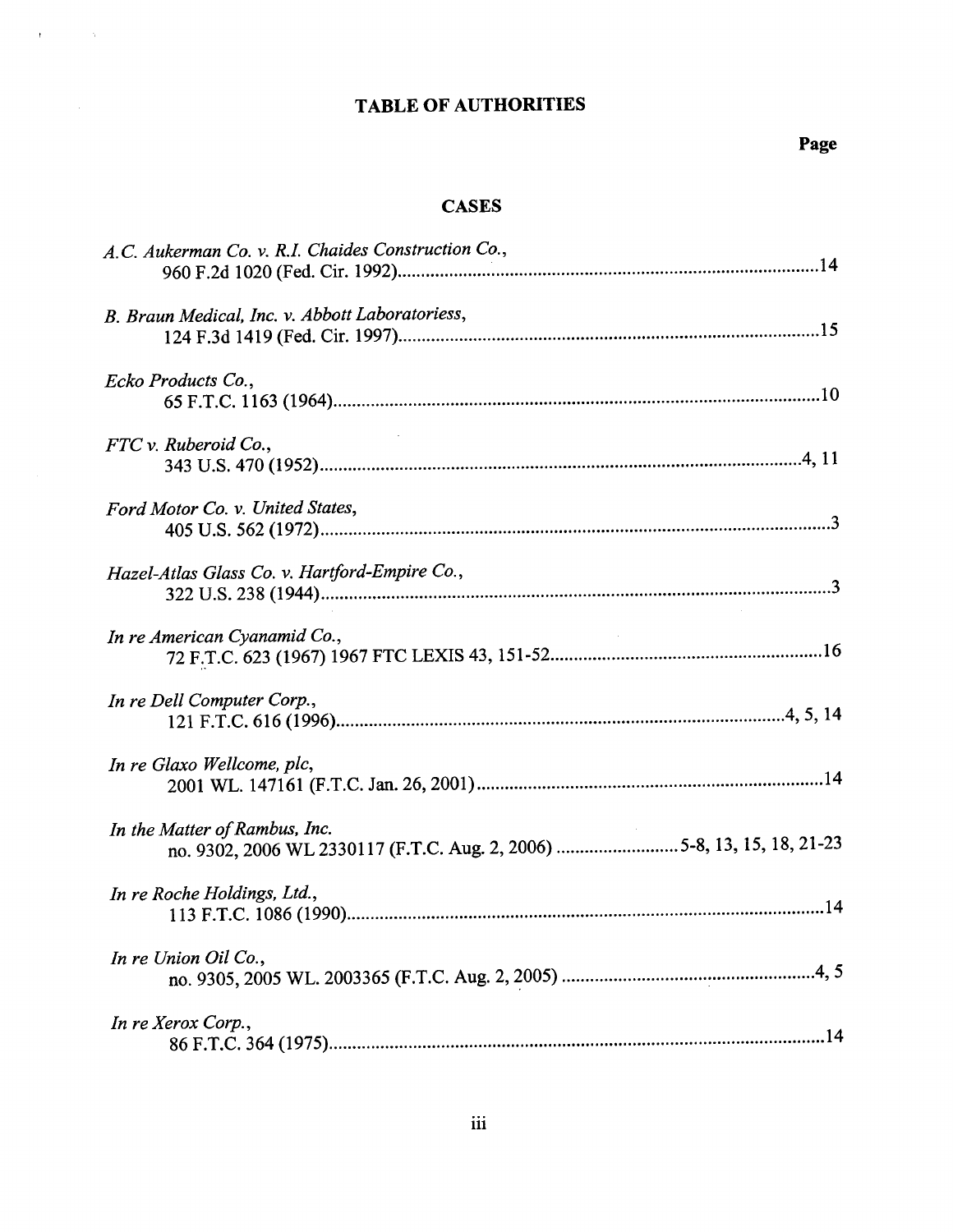# TABLE OF AUTHORITIES

**Page**

## CASES

*A.C. Aukerman Co. v. R.I. Chaides Construction Co.*,
960 F.2d 1020 (Fed. Cir. 1992)..........14

*B. Braun Medical, Inc. v. Abbott Laboratoriess*,
124 F.3d 1419 (Fed. Cir. 1997)..........15

*Ecko Products Co.*,
65 F.T.C. 1163 (1964)..........10

*FTC v. Ruberoid Co.*,
343 U.S. 470 (1952)..........4, 11

*Ford Motor Co. v. United States*,
405 U.S. 562 (1972)..........3

*Hazel-Atlas Glass Co. v. Hartford-Empire Co.*,
322 U.S. 238 (1944)..........3

*In re American Cyanamid Co.*,
72 F.T.C. 623 (1967) 1967 FTC LEXIS 43, 151-52..........16

*In re Dell Computer Corp.*,
121 F.T.C. 616 (1996)..........4, 5, 14

*In re Glaxo Wellcome, plc*,
2001 WL. 147161 (F.T.C. Jan. 26, 2001)..........14

*In the Matter of Rambus, Inc.*
no. 9302, 2006 WL 2330117 (F.T.C. Aug. 2, 2006)..........5-8, 13, 15, 18, 21-23

*In re Roche Holdings, Ltd.*,
113 F.T.C. 1086 (1990)..........14

*In re Union Oil Co.*,
no. 9305, 2005 WL. 2003365 (F.T.C. Aug. 2, 2005)..........4, 5

*In re Xerox Corp.*,
86 F.T.C. 364 (1975)..........14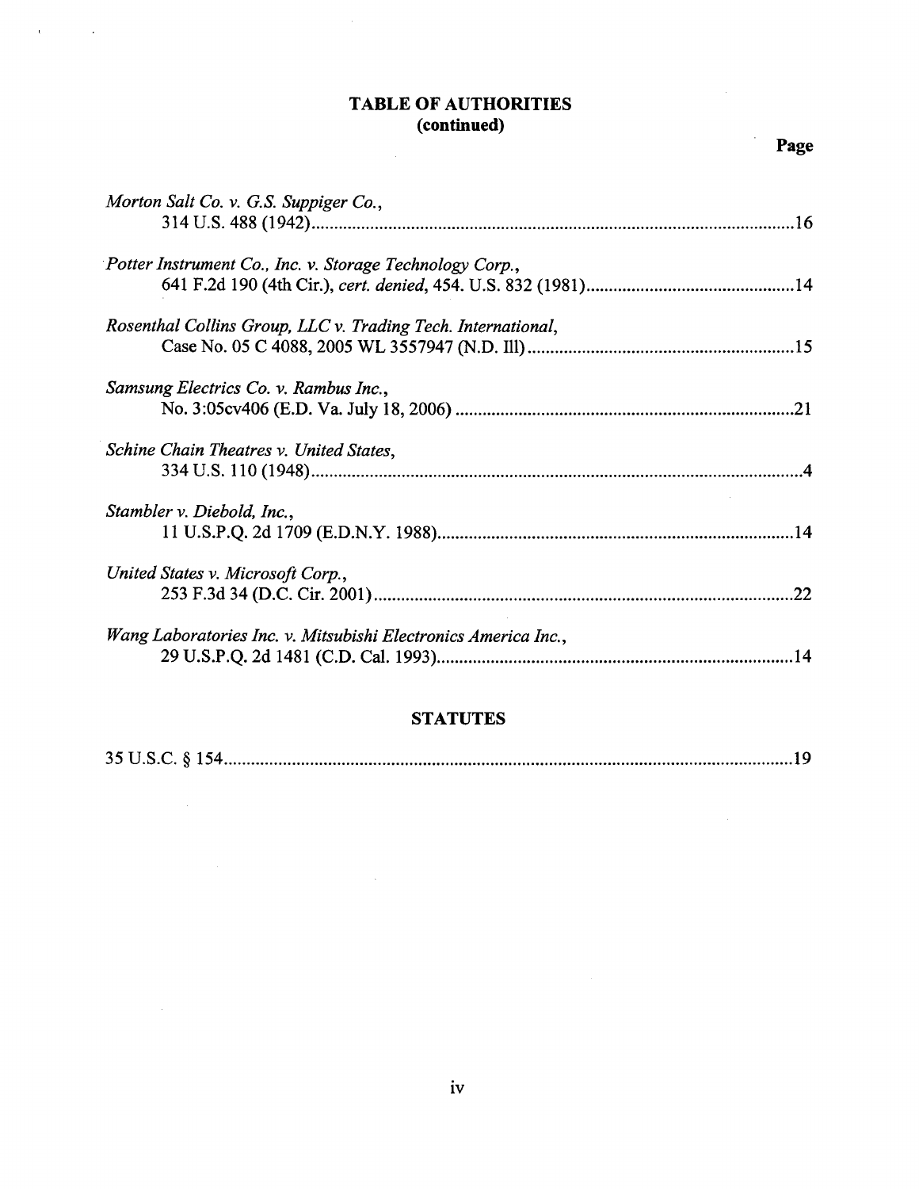## TABLE OF AUTHORITIES
**(continued)**

**Page**

*Morton Salt Co. v. G.S. Suppiger Co.*,
314 U.S. 488 (1942) .......... 16

*Potter Instrument Co., Inc. v. Storage Technology Corp.*,
641 F.2d 190 (4th Cir.), *cert. denied*, 454. U.S. 832 (1981) .......... 14

*Rosenthal Collins Group, LLC v. Trading Tech. International*,
Case No. 05 C 4088, 2005 WL 3557947 (N.D. Ill) .......... 15

*Samsung Electrics Co. v. Rambus Inc.*,
No. 3:05cv406 (E.D. Va. July 18, 2006) .......... 21

*Schine Chain Theatres v. United States*,
334 U.S. 110 (1948) .......... 4

*Stambler v. Diebold, Inc.*,
11 U.S.P.Q. 2d 1709 (E.D.N.Y. 1988) .......... 14

*United States v. Microsoft Corp.*,
253 F.3d 34 (D.C. Cir. 2001) .......... 22

*Wang Laboratories Inc. v. Mitsubishi Electronics America Inc.*,
29 U.S.P.Q. 2d 1481 (C.D. Cal. 1993) .......... 14

### STATUTES

35 U.S.C. § 154 .......... 19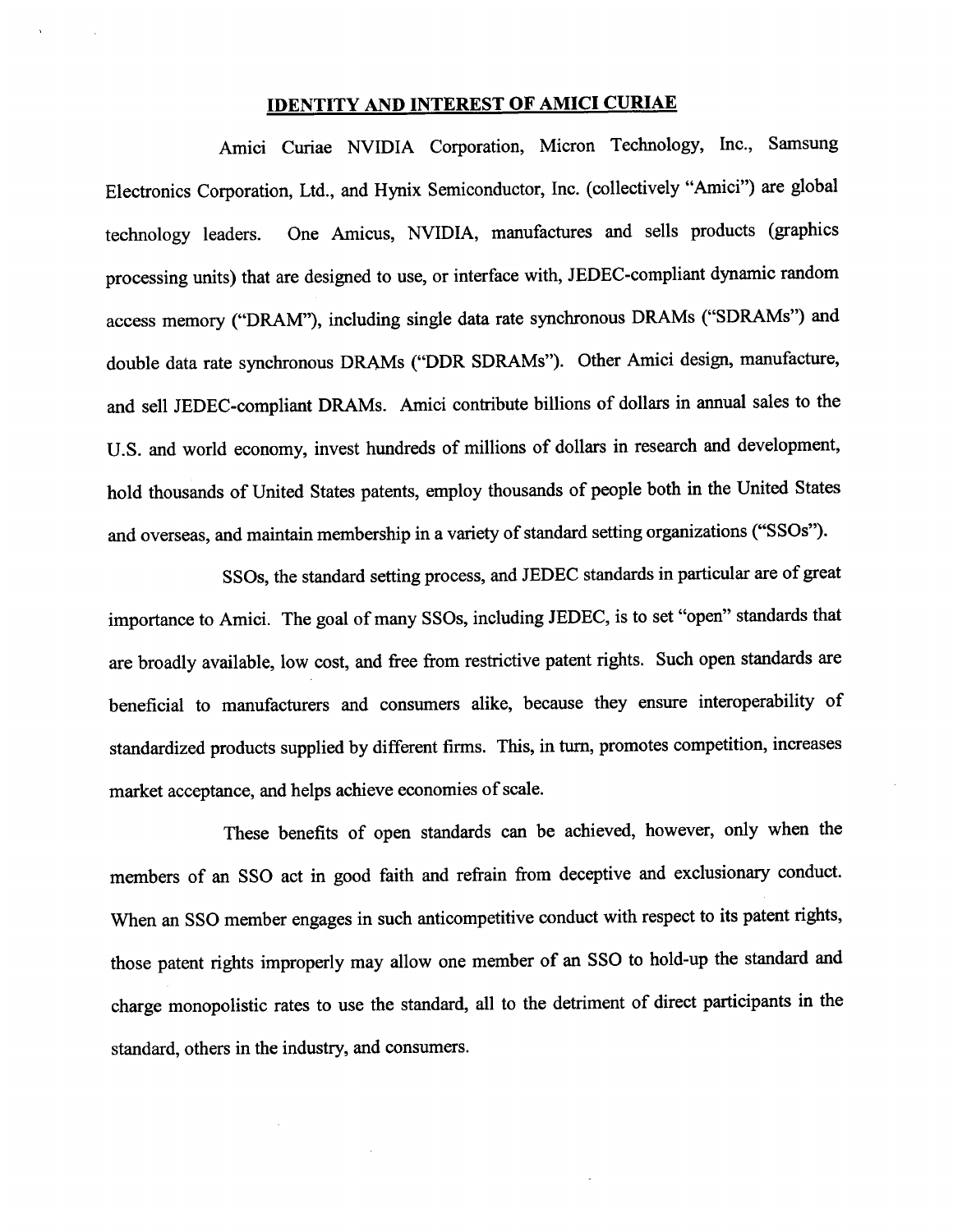## IDENTITY AND INTEREST OF AMICI CURIAE

Amici Curiae NVIDIA Corporation, Micron Technology, Inc., Samsung Electronics Corporation, Ltd., and Hynix Semiconductor, Inc. (collectively "Amici") are global technology leaders. One Amicus, NVIDIA, manufactures and sells products (graphics processing units) that are designed to use, or interface with, JEDEC-compliant dynamic random access memory ("DRAM"), including single data rate synchronous DRAMs ("SDRAMs") and double data rate synchronous DRAMs ("DDR SDRAMs"). Other Amici design, manufacture, and sell JEDEC-compliant DRAMs. Amici contribute billions of dollars in annual sales to the U.S. and world economy, invest hundreds of millions of dollars in research and development, hold thousands of United States patents, employ thousands of people both in the United States and overseas, and maintain membership in a variety of standard setting organizations ("SSOs").

SSOs, the standard setting process, and JEDEC standards in particular are of great importance to Amici. The goal of many SSOs, including JEDEC, is to set "open" standards that are broadly available, low cost, and free from restrictive patent rights. Such open standards are beneficial to manufacturers and consumers alike, because they ensure interoperability of standardized products supplied by different firms. This, in turn, promotes competition, increases market acceptance, and helps achieve economies of scale.

These benefits of open standards can be achieved, however, only when the members of an SSO act in good faith and refrain from deceptive and exclusionary conduct. When an SSO member engages in such anticompetitive conduct with respect to its patent rights, those patent rights improperly may allow one member of an SSO to hold-up the standard and charge monopolistic rates to use the standard, all to the detriment of direct participants in the standard, others in the industry, and consumers.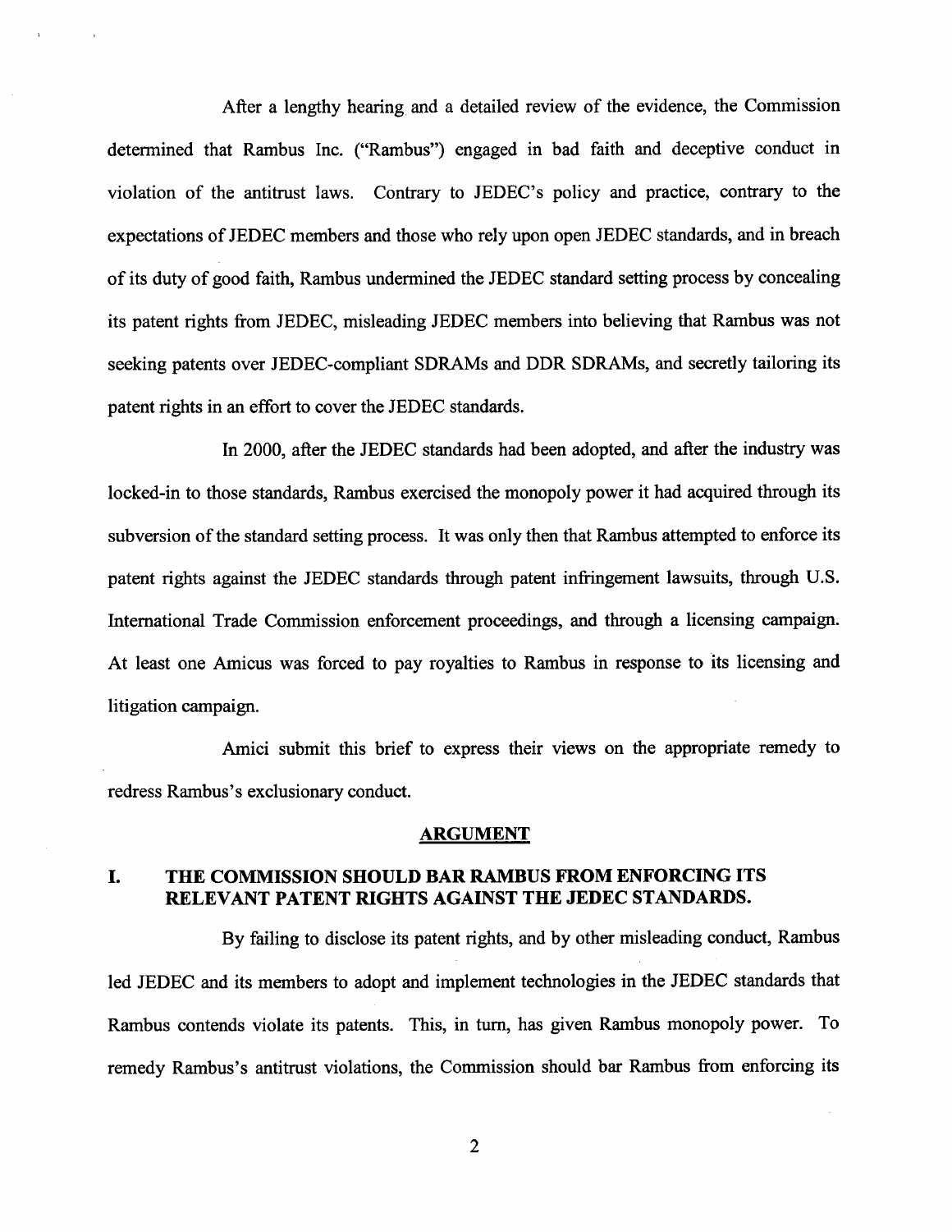After a lengthy hearing and a detailed review of the evidence, the Commission determined that Rambus Inc. ("Rambus") engaged in bad faith and deceptive conduct in violation of the antitrust laws. Contrary to JEDEC's policy and practice, contrary to the expectations of JEDEC members and those who rely upon open JEDEC standards, and in breach of its duty of good faith, Rambus undermined the JEDEC standard setting process by concealing its patent rights from JEDEC, misleading JEDEC members into believing that Rambus was not seeking patents over JEDEC-compliant SDRAMs and DDR SDRAMs, and secretly tailoring its patent rights in an effort to cover the JEDEC standards.

In 2000, after the JEDEC standards had been adopted, and after the industry was locked-in to those standards, Rambus exercised the monopoly power it had acquired through its subversion of the standard setting process. It was only then that Rambus attempted to enforce its patent rights against the JEDEC standards through patent infringement lawsuits, through U.S. International Trade Commission enforcement proceedings, and through a licensing campaign. At least one Amicus was forced to pay royalties to Rambus in response to its licensing and litigation campaign.

Amici submit this brief to express their views on the appropriate remedy to redress Rambus's exclusionary conduct.

## ARGUMENT

### I. THE COMMISSION SHOULD BAR RAMBUS FROM ENFORCING ITS RELEVANT PATENT RIGHTS AGAINST THE JEDEC STANDARDS.

By failing to disclose its patent rights, and by other misleading conduct, Rambus led JEDEC and its members to adopt and implement technologies in the JEDEC standards that Rambus contends violate its patents. This, in turn, has given Rambus monopoly power. To remedy Rambus's antitrust violations, the Commission should bar Rambus from enforcing its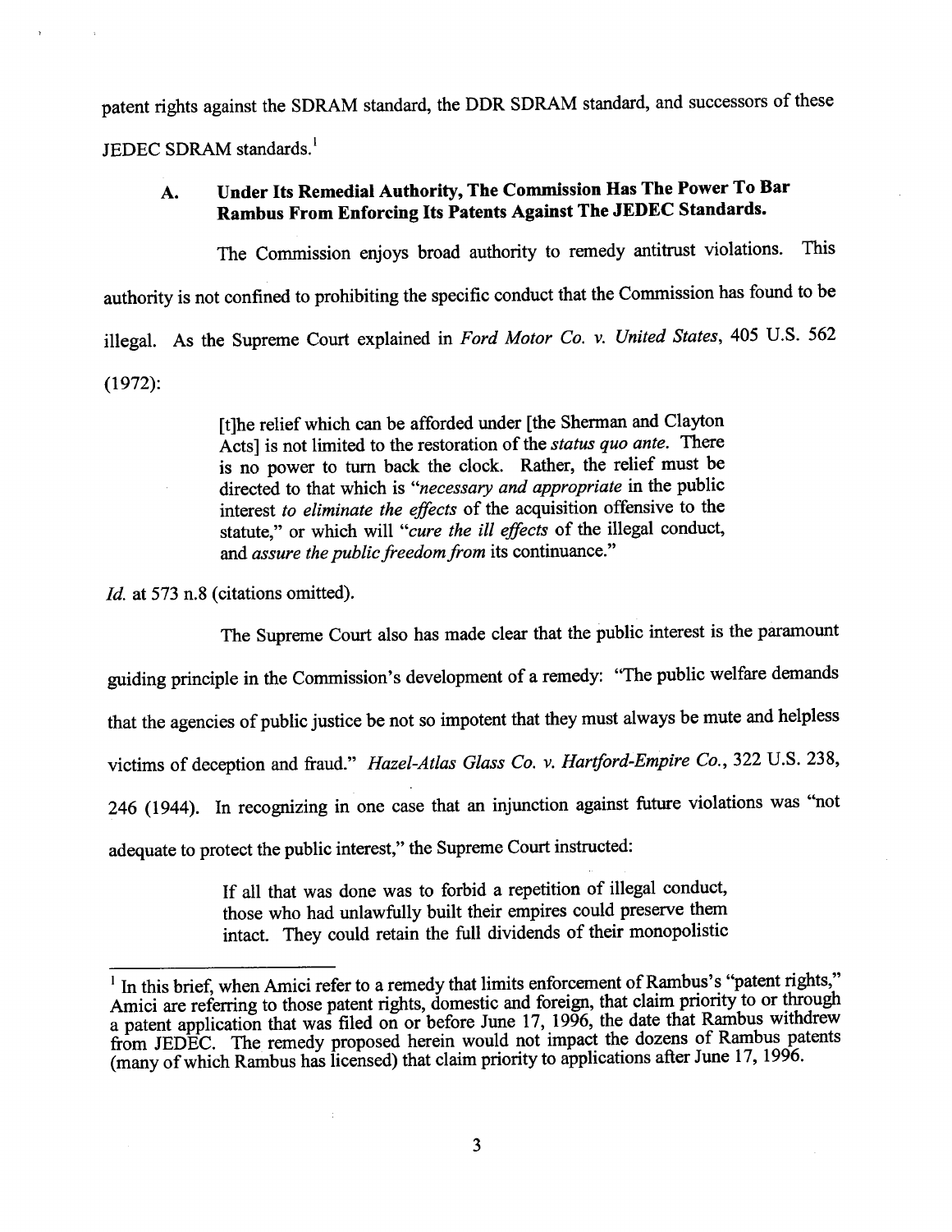patent rights against the SDRAM standard, the DDR SDRAM standard, and successors of these JEDEC SDRAM standards.[1]

### A. Under Its Remedial Authority, The Commission Has The Power To Bar Rambus From Enforcing Its Patents Against The JEDEC Standards.

The Commission enjoys broad authority to remedy antitrust violations. This authority is not confined to prohibiting the specific conduct that the Commission has found to be illegal. As the Supreme Court explained in *Ford Motor Co. v. United States*, 405 U.S. 562 (1972):

> [t]he relief which can be afforded under [the Sherman and Clayton Acts] is not limited to the restoration of the *status quo ante*. There is no power to turn back the clock. Rather, the relief must be directed to that which is "*necessary and appropriate* in the public interest *to eliminate the effects* of the acquisition offensive to the statute," or which will "*cure the ill effects* of the illegal conduct, and *assure the public freedom from* its continuance."

*Id.* at 573 n.8 (citations omitted).

The Supreme Court also has made clear that the public interest is the paramount guiding principle in the Commission's development of a remedy: "The public welfare demands that the agencies of public justice be not so impotent that they must always be mute and helpless victims of deception and fraud." *Hazel-Atlas Glass Co. v. Hartford-Empire Co.*, 322 U.S. 238, 246 (1944). In recognizing in one case that an injunction against future violations was "not adequate to protect the public interest," the Supreme Court instructed:

> If all that was done was to forbid a repetition of illegal conduct, those who had unlawfully built their empires could preserve them intact. They could retain the full dividends of their monopolistic

---

[1] In this brief, when Amici refer to a remedy that limits enforcement of Rambus's "patent rights," Amici are referring to those patent rights, domestic and foreign, that claim priority to or through a patent application that was filed on or before June 17, 1996, the date that Rambus withdrew from JEDEC. The remedy proposed herein would not impact the dozens of Rambus patents (many of which Rambus has licensed) that claim priority to applications after June 17, 1996.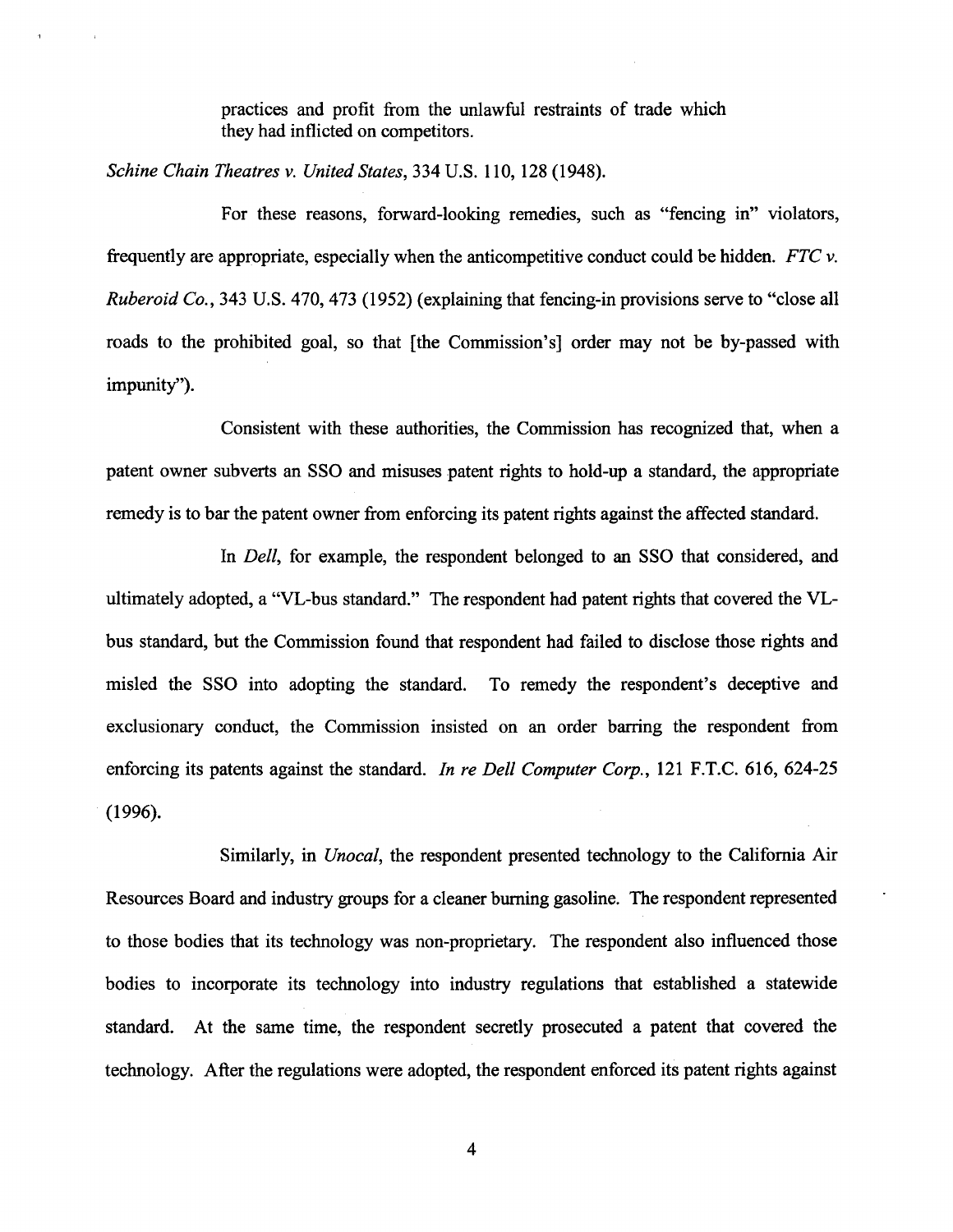practices and profit from the unlawful restraints of trade which they had inflicted on competitors.

*Schine Chain Theatres v. United States*, 334 U.S. 110, 128 (1948).

For these reasons, forward-looking remedies, such as "fencing in" violators, frequently are appropriate, especially when the anticompetitive conduct could be hidden. *FTC v. Ruberoid Co.*, 343 U.S. 470, 473 (1952) (explaining that fencing-in provisions serve to "close all roads to the prohibited goal, so that [the Commission's] order may not be by-passed with impunity").

Consistent with these authorities, the Commission has recognized that, when a patent owner subverts an SSO and misuses patent rights to hold-up a standard, the appropriate remedy is to bar the patent owner from enforcing its patent rights against the affected standard.

In *Dell*, for example, the respondent belonged to an SSO that considered, and ultimately adopted, a "VL-bus standard." The respondent had patent rights that covered the VL-bus standard, but the Commission found that respondent had failed to disclose those rights and misled the SSO into adopting the standard. To remedy the respondent's deceptive and exclusionary conduct, the Commission insisted on an order barring the respondent from enforcing its patents against the standard. *In re Dell Computer Corp.*, 121 F.T.C. 616, 624-25 (1996).

Similarly, in *Unocal*, the respondent presented technology to the California Air Resources Board and industry groups for a cleaner burning gasoline. The respondent represented to those bodies that its technology was non-proprietary. The respondent also influenced those bodies to incorporate its technology into industry regulations that established a statewide standard. At the same time, the respondent secretly prosecuted a patent that covered the technology. After the regulations were adopted, the respondent enforced its patent rights against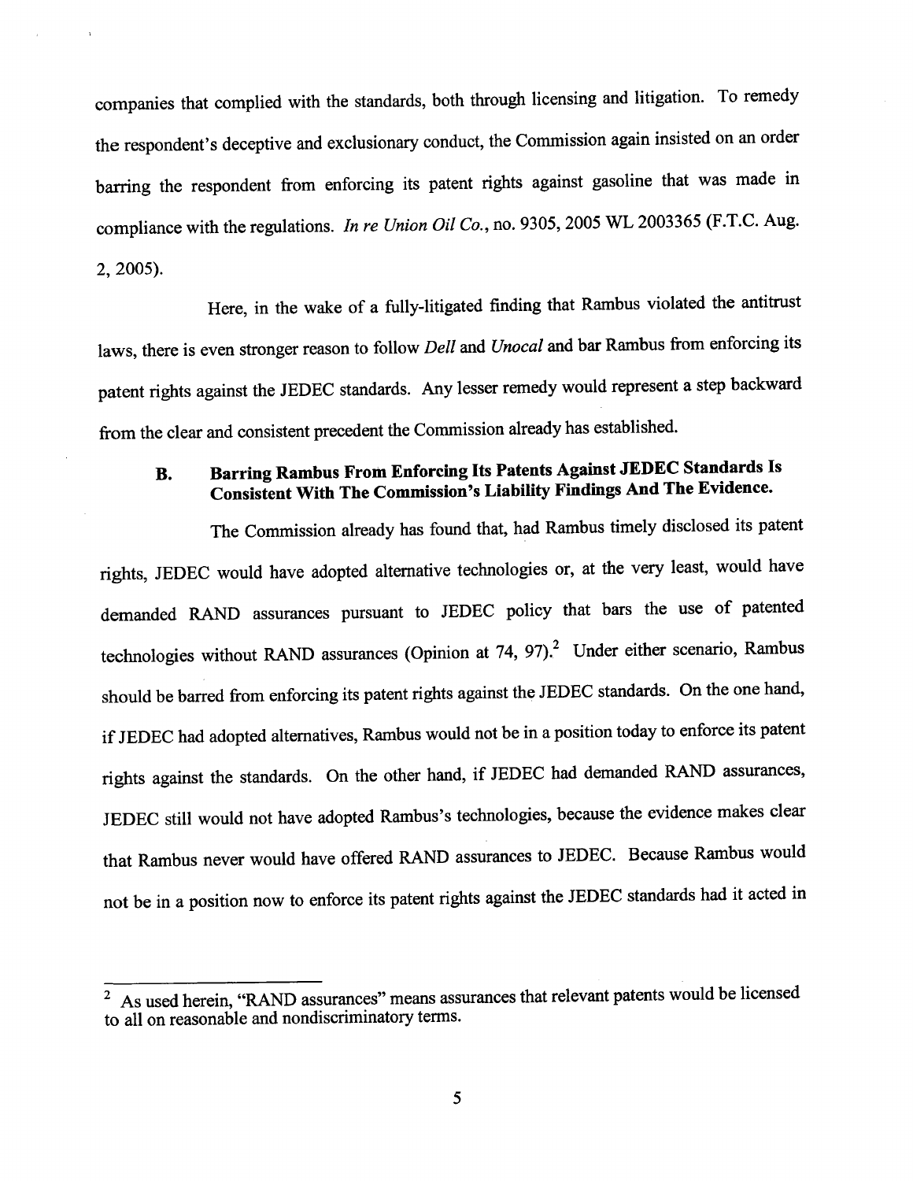companies that complied with the standards, both through licensing and litigation. To remedy the respondent's deceptive and exclusionary conduct, the Commission again insisted on an order barring the respondent from enforcing its patent rights against gasoline that was made in compliance with the regulations. *In re Union Oil Co.*, no. 9305, 2005 WL 2003365 (F.T.C. Aug. 2, 2005).

Here, in the wake of a fully-litigated finding that Rambus violated the antitrust laws, there is even stronger reason to follow *Dell* and *Unocal* and bar Rambus from enforcing its patent rights against the JEDEC standards. Any lesser remedy would represent a step backward from the clear and consistent precedent the Commission already has established.

### B. Barring Rambus From Enforcing Its Patents Against JEDEC Standards Is Consistent With The Commission's Liability Findings And The Evidence.

The Commission already has found that, had Rambus timely disclosed its patent rights, JEDEC would have adopted alternative technologies or, at the very least, would have demanded RAND assurances pursuant to JEDEC policy that bars the use of patented technologies without RAND assurances (Opinion at 74, 97).[2] Under either scenario, Rambus should be barred from enforcing its patent rights against the JEDEC standards. On the one hand, if JEDEC had adopted alternatives, Rambus would not be in a position today to enforce its patent rights against the standards. On the other hand, if JEDEC had demanded RAND assurances, JEDEC still would not have adopted Rambus's technologies, because the evidence makes clear that Rambus never would have offered RAND assurances to JEDEC. Because Rambus would not be in a position now to enforce its patent rights against the JEDEC standards had it acted in

[2] As used herein, "RAND assurances" means assurances that relevant patents would be licensed to all on reasonable and nondiscriminatory terms.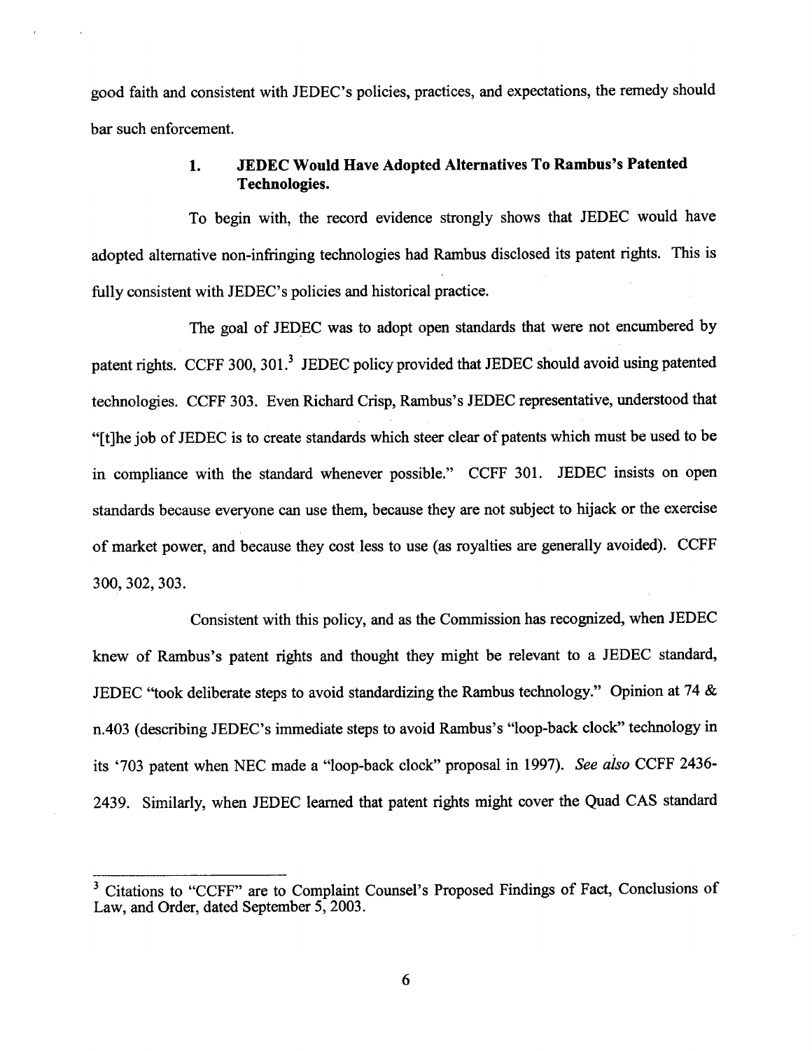good faith and consistent with JEDEC's policies, practices, and expectations, the remedy should bar such enforcement.

### 1. JEDEC Would Have Adopted Alternatives To Rambus's Patented Technologies.

To begin with, the record evidence strongly shows that JEDEC would have adopted alternative non-infringing technologies had Rambus disclosed its patent rights. This is fully consistent with JEDEC's policies and historical practice.

The goal of JEDEC was to adopt open standards that were not encumbered by patent rights. CCFF 300, 301.[3] JEDEC policy provided that JEDEC should avoid using patented technologies. CCFF 303. Even Richard Crisp, Rambus's JEDEC representative, understood that "[t]he job of JEDEC is to create standards which steer clear of patents which must be used to be in compliance with the standard whenever possible." CCFF 301. JEDEC insists on open standards because everyone can use them, because they are not subject to hijack or the exercise of market power, and because they cost less to use (as royalties are generally avoided). CCFF 300, 302, 303.

Consistent with this policy, and as the Commission has recognized, when JEDEC knew of Rambus's patent rights and thought they might be relevant to a JEDEC standard, JEDEC "took deliberate steps to avoid standardizing the Rambus technology." Opinion at 74 & n.403 (describing JEDEC's immediate steps to avoid Rambus's "loop-back clock" technology in its '703 patent when NEC made a "loop-back clock" proposal in 1997). *See also* CCFF 2436-2439. Similarly, when JEDEC learned that patent rights might cover the Quad CAS standard

---

[3] Citations to "CCFF" are to Complaint Counsel's Proposed Findings of Fact, Conclusions of Law, and Order, dated September 5, 2003.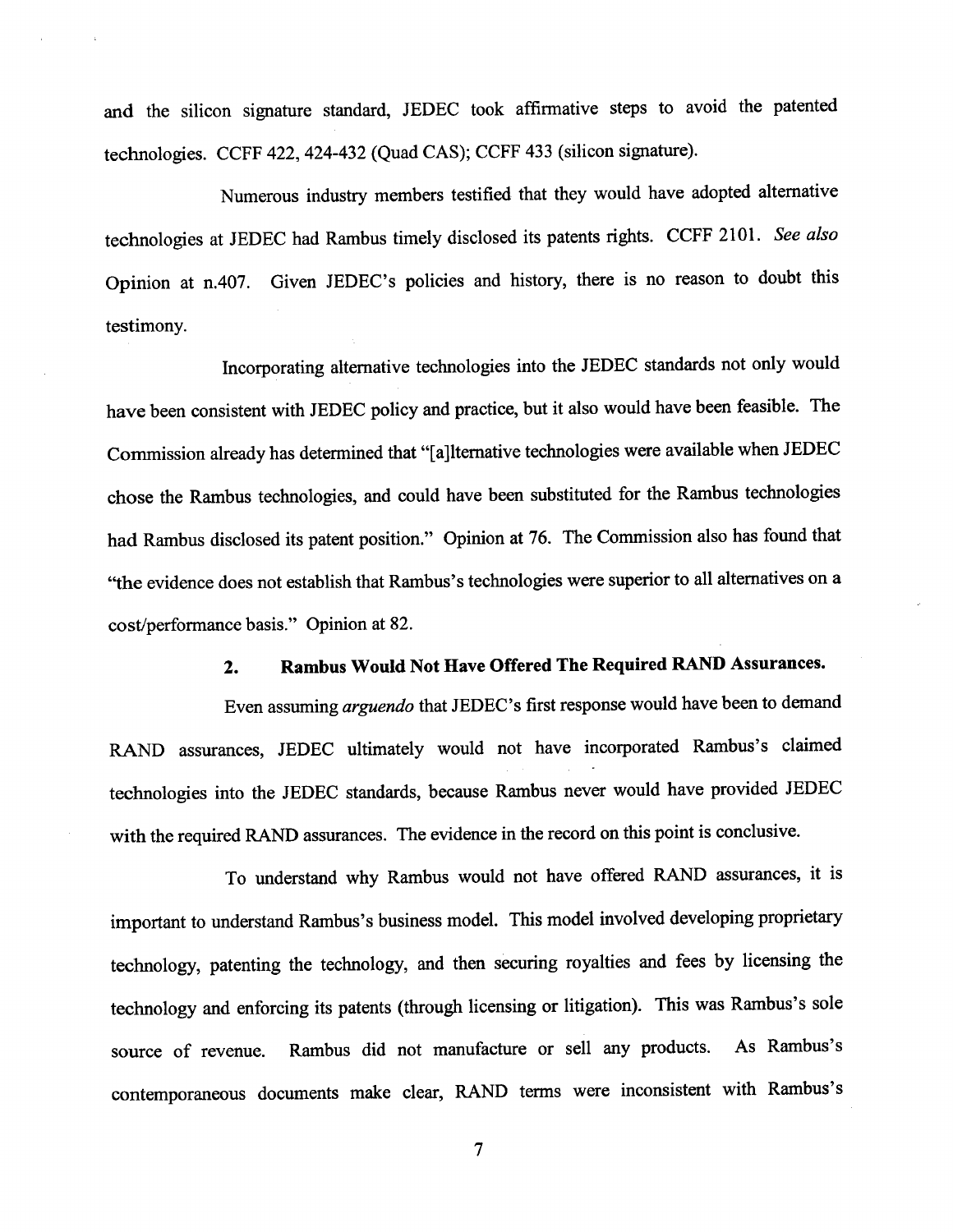and the silicon signature standard, JEDEC took affirmative steps to avoid the patented technologies. CCFF 422, 424-432 (Quad CAS); CCFF 433 (silicon signature).

Numerous industry members testified that they would have adopted alternative technologies at JEDEC had Rambus timely disclosed its patents rights. CCFF 2101. *See also* Opinion at n.407. Given JEDEC's policies and history, there is no reason to doubt this testimony.

Incorporating alternative technologies into the JEDEC standards not only would have been consistent with JEDEC policy and practice, but it also would have been feasible. The Commission already has determined that "[a]lternative technologies were available when JEDEC chose the Rambus technologies, and could have been substituted for the Rambus technologies had Rambus disclosed its patent position." Opinion at 76. The Commission also has found that "the evidence does not establish that Rambus's technologies were superior to all alternatives on a cost/performance basis." Opinion at 82.

### 2. Rambus Would Not Have Offered The Required RAND Assurances.

Even assuming *arguendo* that JEDEC's first response would have been to demand RAND assurances, JEDEC ultimately would not have incorporated Rambus's claimed technologies into the JEDEC standards, because Rambus never would have provided JEDEC with the required RAND assurances. The evidence in the record on this point is conclusive.

To understand why Rambus would not have offered RAND assurances, it is important to understand Rambus's business model. This model involved developing proprietary technology, patenting the technology, and then securing royalties and fees by licensing the technology and enforcing its patents (through licensing or litigation). This was Rambus's sole source of revenue. Rambus did not manufacture or sell any products. As Rambus's contemporaneous documents make clear, RAND terms were inconsistent with Rambus's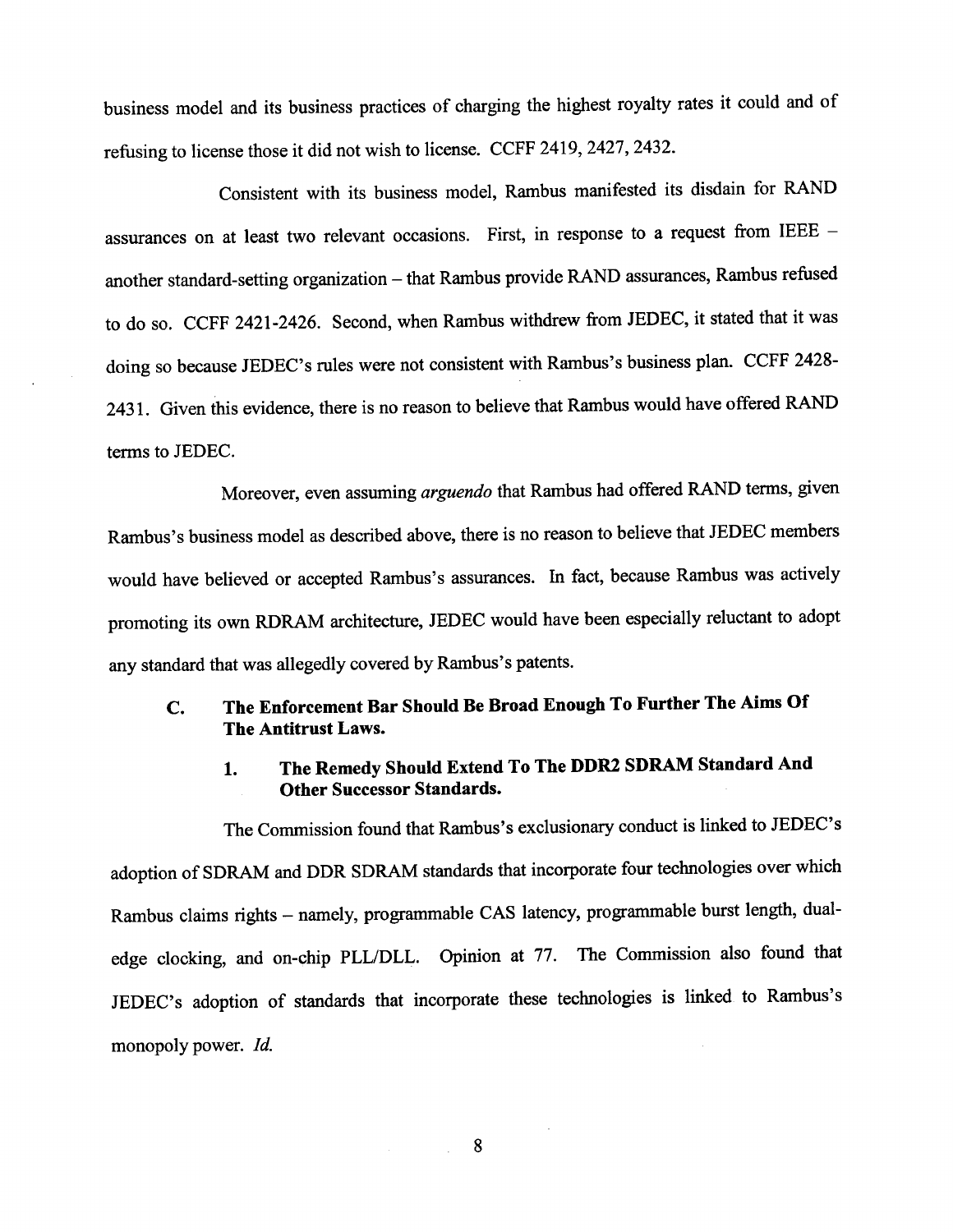business model and its business practices of charging the highest royalty rates it could and of refusing to license those it did not wish to license. CCFF 2419, 2427, 2432.

Consistent with its business model, Rambus manifested its disdain for RAND assurances on at least two relevant occasions. First, in response to a request from IEEE – another standard-setting organization – that Rambus provide RAND assurances, Rambus refused to do so. CCFF 2421-2426. Second, when Rambus withdrew from JEDEC, it stated that it was doing so because JEDEC's rules were not consistent with Rambus's business plan. CCFF 2428-2431. Given this evidence, there is no reason to believe that Rambus would have offered RAND terms to JEDEC.

Moreover, even assuming *arguendo* that Rambus had offered RAND terms, given Rambus's business model as described above, there is no reason to believe that JEDEC members would have believed or accepted Rambus's assurances. In fact, because Rambus was actively promoting its own RDRAM architecture, JEDEC would have been especially reluctant to adopt any standard that was allegedly covered by Rambus's patents.

### C. The Enforcement Bar Should Be Broad Enough To Further The Aims Of The Antitrust Laws.

#### 1. The Remedy Should Extend To The DDR2 SDRAM Standard And Other Successor Standards.

The Commission found that Rambus's exclusionary conduct is linked to JEDEC's adoption of SDRAM and DDR SDRAM standards that incorporate four technologies over which Rambus claims rights – namely, programmable CAS latency, programmable burst length, dual-edge clocking, and on-chip PLL/DLL. Opinion at 77. The Commission also found that JEDEC's adoption of standards that incorporate these technologies is linked to Rambus's monopoly power. *Id.*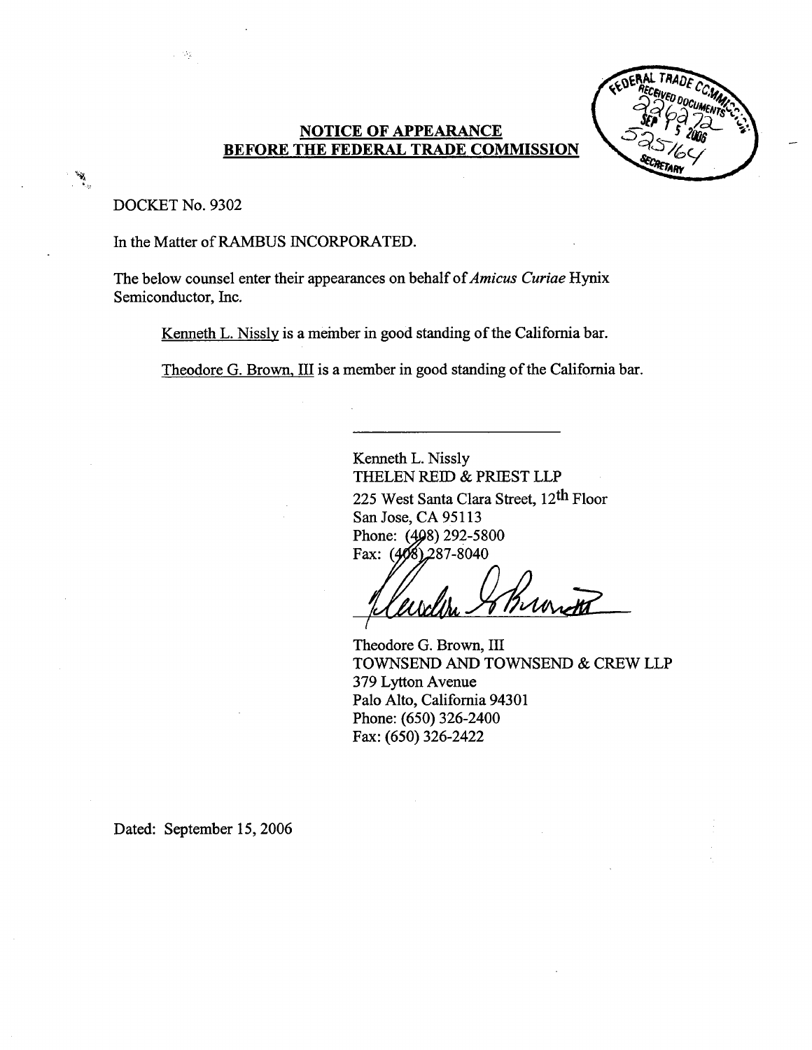## NOTICE OF APPEARANCE
## BEFORE THE FEDERAL TRADE COMMISSION

FEDERAL TRADE COMMISSION
RECEIVED DOCUMENTS
226272
SEP 15 2006
525164
SECRETARY

DOCKET No. 9302

In the Matter of RAMBUS INCORPORATED.

The below counsel enter their appearances on behalf of *Amicus Curiae* Hynix Semiconductor, Inc.

> Kenneth L. Nissly is a member in good standing of the California bar.
>
> Theodore G. Brown, III is a member in good standing of the California bar.

______________________________

Kenneth L. Nissly
THELEN REID & PRIEST LLP
225 West Santa Clara Street, 12th Floor
San Jose, CA 95113
Phone: (408) 292-5800
Fax: (408) 287-8040

______________________________

Theodore G. Brown, III
TOWNSEND AND TOWNSEND & CREW LLP
379 Lytton Avenue
Palo Alto, California 94301
Phone: (650) 326-2400
Fax: (650) 326-2422

Dated: September 15, 2006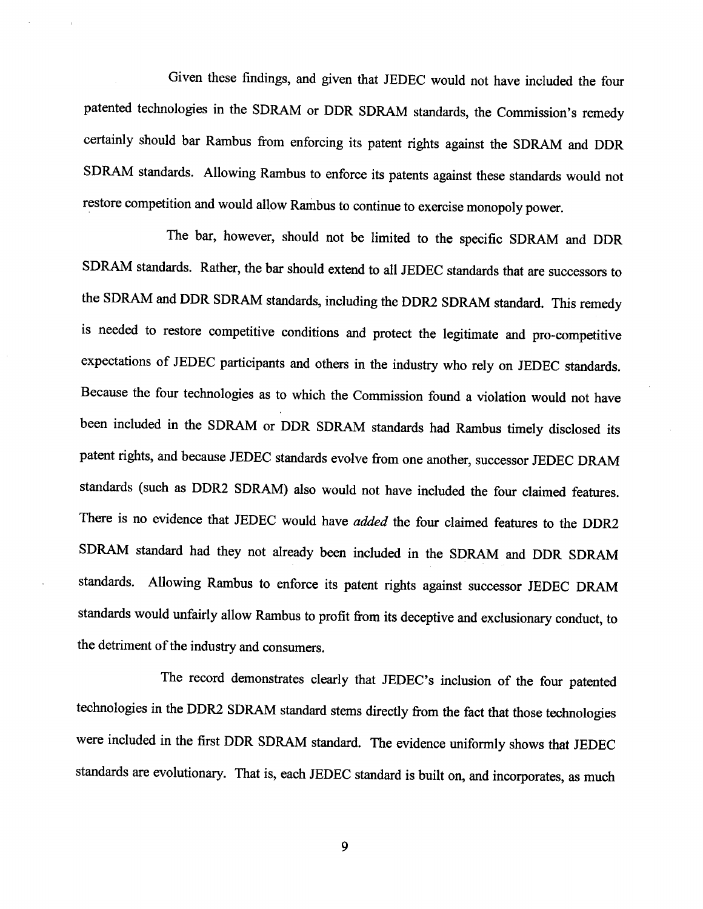Given these findings, and given that JEDEC would not have included the four patented technologies in the SDRAM or DDR SDRAM standards, the Commission's remedy certainly should bar Rambus from enforcing its patent rights against the SDRAM and DDR SDRAM standards. Allowing Rambus to enforce its patents against these standards would not restore competition and would allow Rambus to continue to exercise monopoly power.

The bar, however, should not be limited to the specific SDRAM and DDR SDRAM standards. Rather, the bar should extend to all JEDEC standards that are successors to the SDRAM and DDR SDRAM standards, including the DDR2 SDRAM standard. This remedy is needed to restore competitive conditions and protect the legitimate and pro-competitive expectations of JEDEC participants and others in the industry who rely on JEDEC standards. Because the four technologies as to which the Commission found a violation would not have been included in the SDRAM or DDR SDRAM standards had Rambus timely disclosed its patent rights, and because JEDEC standards evolve from one another, successor JEDEC DRAM standards (such as DDR2 SDRAM) also would not have included the four claimed features. There is no evidence that JEDEC would have *added* the four claimed features to the DDR2 SDRAM standard had they not already been included in the SDRAM and DDR SDRAM standards. Allowing Rambus to enforce its patent rights against successor JEDEC DRAM standards would unfairly allow Rambus to profit from its deceptive and exclusionary conduct, to the detriment of the industry and consumers.

The record demonstrates clearly that JEDEC's inclusion of the four patented technologies in the DDR2 SDRAM standard stems directly from the fact that those technologies were included in the first DDR SDRAM standard. The evidence uniformly shows that JEDEC standards are evolutionary. That is, each JEDEC standard is built on, and incorporates, as much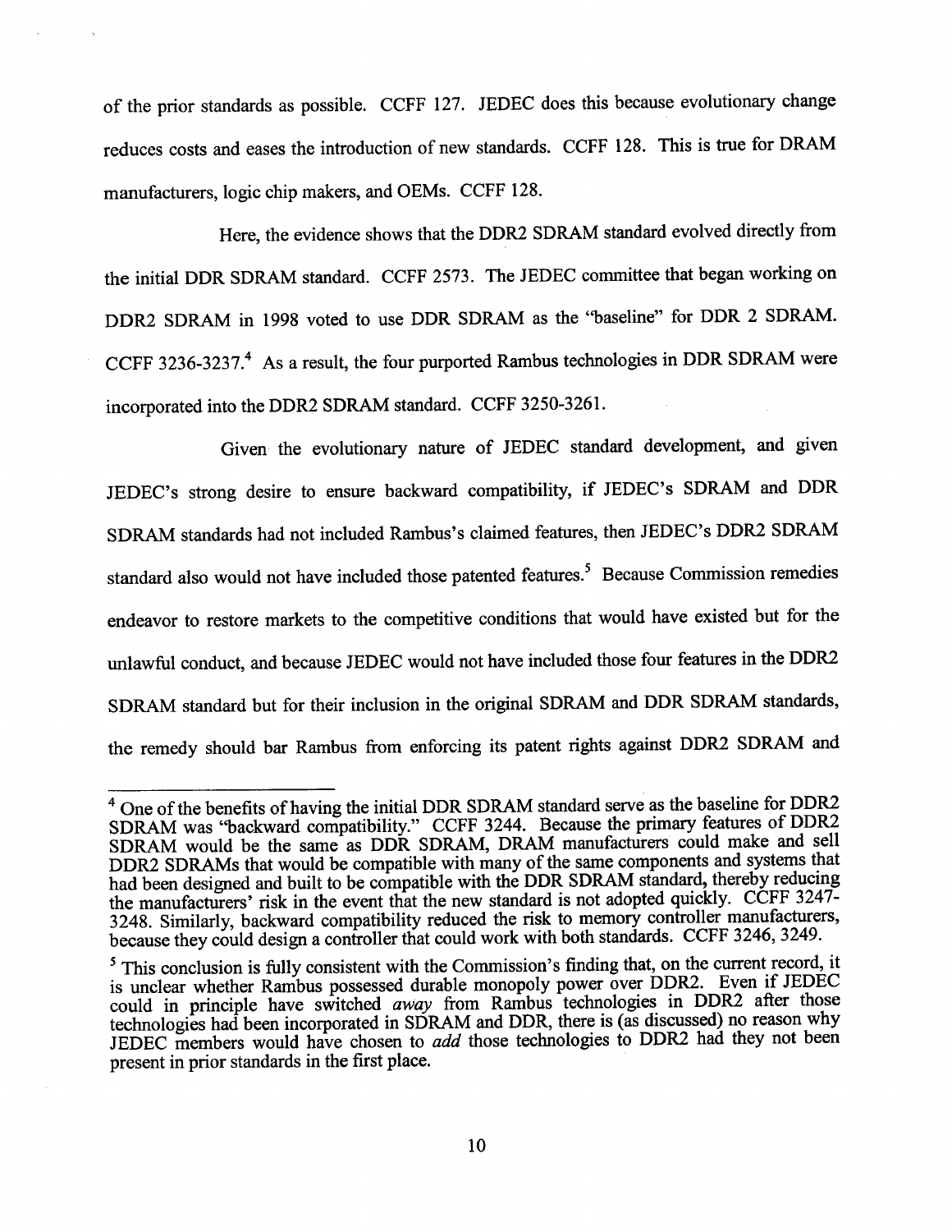of the prior standards as possible. CCFF 127. JEDEC does this because evolutionary change reduces costs and eases the introduction of new standards. CCFF 128. This is true for DRAM manufacturers, logic chip makers, and OEMs. CCFF 128.

Here, the evidence shows that the DDR2 SDRAM standard evolved directly from the initial DDR SDRAM standard. CCFF 2573. The JEDEC committee that began working on DDR2 SDRAM in 1998 voted to use DDR SDRAM as the "baseline" for DDR 2 SDRAM. CCFF 3236-3237.[4] As a result, the four purported Rambus technologies in DDR SDRAM were incorporated into the DDR2 SDRAM standard. CCFF 3250-3261.

Given the evolutionary nature of JEDEC standard development, and given JEDEC's strong desire to ensure backward compatibility, if JEDEC's SDRAM and DDR SDRAM standards had not included Rambus's claimed features, then JEDEC's DDR2 SDRAM standard also would not have included those patented features.[5] Because Commission remedies endeavor to restore markets to the competitive conditions that would have existed but for the unlawful conduct, and because JEDEC would not have included those four features in the DDR2 SDRAM standard but for their inclusion in the original SDRAM and DDR SDRAM standards, the remedy should bar Rambus from enforcing its patent rights against DDR2 SDRAM and

---

[4] One of the benefits of having the initial DDR SDRAM standard serve as the baseline for DDR2 SDRAM was "backward compatibility." CCFF 3244. Because the primary features of DDR2 SDRAM would be the same as DDR SDRAM, DRAM manufacturers could make and sell DDR2 SDRAMs that would be compatible with many of the same components and systems that had been designed and built to be compatible with the DDR SDRAM standard, thereby reducing the manufacturers' risk in the event that the new standard is not adopted quickly. CCFF 3247-3248. Similarly, backward compatibility reduced the risk to memory controller manufacturers, because they could design a controller that could work with both standards. CCFF 3246, 3249.

[5] This conclusion is fully consistent with the Commission's finding that, on the current record, it is unclear whether Rambus possessed durable monopoly power over DDR2. Even if JEDEC could in principle have switched *away* from Rambus technologies in DDR2 after those technologies had been incorporated in SDRAM and DDR, there is (as discussed) no reason why JEDEC members would have chosen to *add* those technologies to DDR2 had they not been present in prior standards in the first place.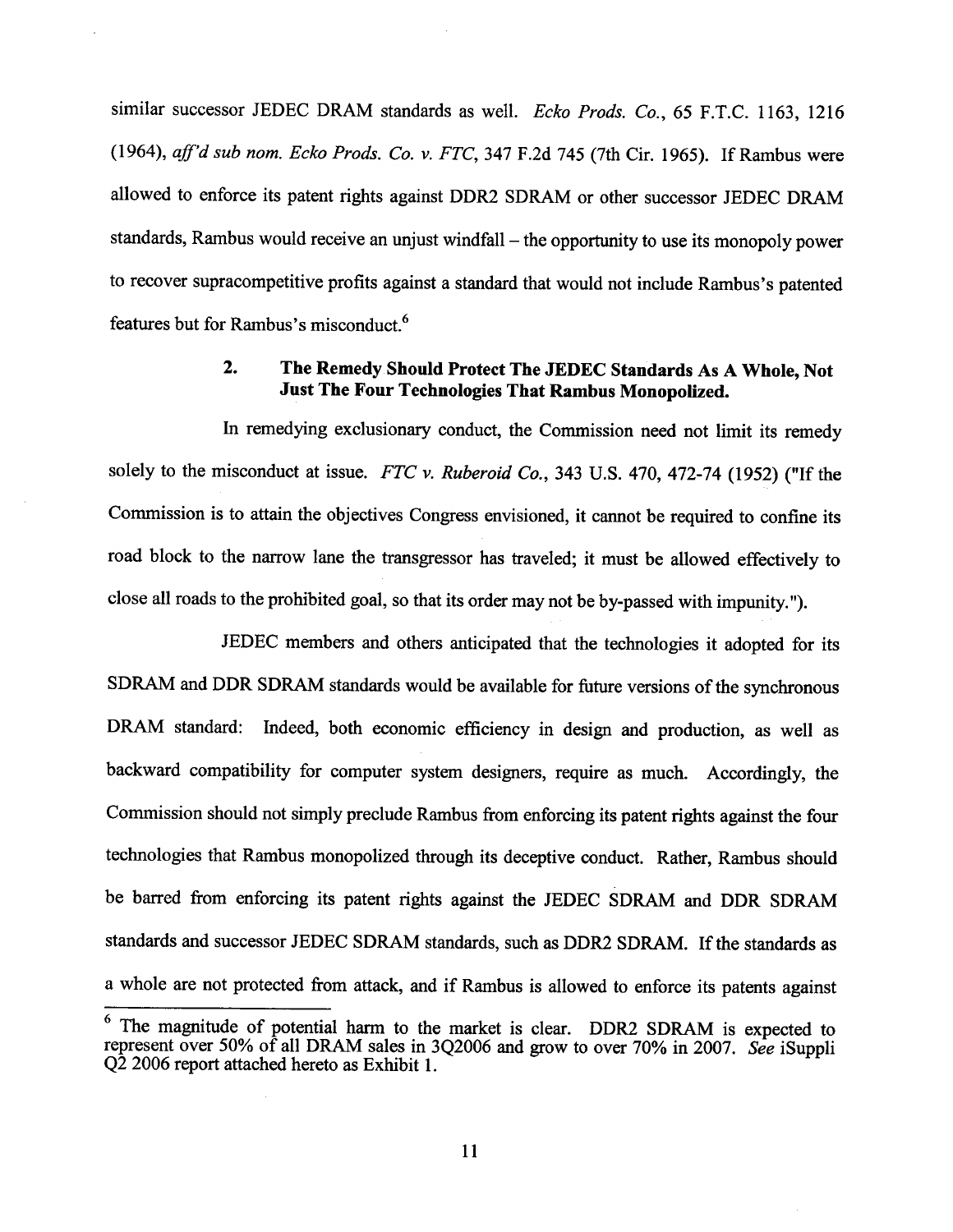similar successor JEDEC DRAM standards as well. *Ecko Prods. Co.*, 65 F.T.C. 1163, 1216 (1964), *aff'd sub nom. Ecko Prods. Co. v. FTC*, 347 F.2d 745 (7th Cir. 1965). If Rambus were allowed to enforce its patent rights against DDR2 SDRAM or other successor JEDEC DRAM standards, Rambus would receive an unjust windfall – the opportunity to use its monopoly power to recover supracompetitive profits against a standard that would not include Rambus's patented features but for Rambus's misconduct.[6]

### 2. The Remedy Should Protect The JEDEC Standards As A Whole, Not Just The Four Technologies That Rambus Monopolized.

In remedying exclusionary conduct, the Commission need not limit its remedy solely to the misconduct at issue. *FTC v. Ruberoid Co.*, 343 U.S. 470, 472-74 (1952) ("If the Commission is to attain the objectives Congress envisioned, it cannot be required to confine its road block to the narrow lane the transgressor has traveled; it must be allowed effectively to close all roads to the prohibited goal, so that its order may not be by-passed with impunity.").

JEDEC members and others anticipated that the technologies it adopted for its SDRAM and DDR SDRAM standards would be available for future versions of the synchronous DRAM standard: Indeed, both economic efficiency in design and production, as well as backward compatibility for computer system designers, require as much. Accordingly, the Commission should not simply preclude Rambus from enforcing its patent rights against the four technologies that Rambus monopolized through its deceptive conduct. Rather, Rambus should be barred from enforcing its patent rights against the JEDEC SDRAM and DDR SDRAM standards and successor JEDEC SDRAM standards, such as DDR2 SDRAM. If the standards as a whole are not protected from attack, and if Rambus is allowed to enforce its patents against

---

[6] The magnitude of potential harm to the market is clear. DDR2 SDRAM is expected to represent over 50% of all DRAM sales in 3Q2006 and grow to over 70% in 2007. *See* iSuppli Q2 2006 report attached hereto as Exhibit 1.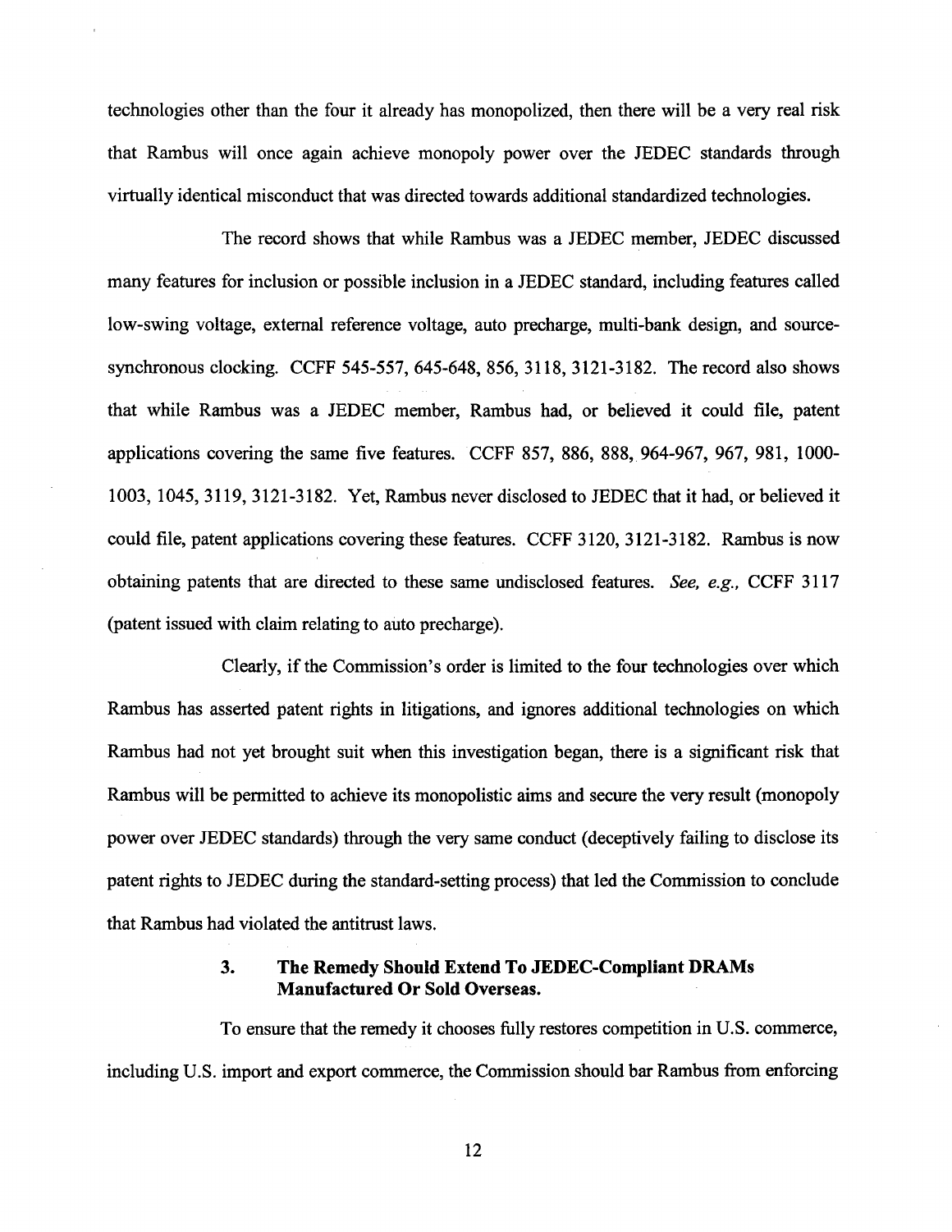technologies other than the four it already has monopolized, then there will be a very real risk that Rambus will once again achieve monopoly power over the JEDEC standards through virtually identical misconduct that was directed towards additional standardized technologies.

The record shows that while Rambus was a JEDEC member, JEDEC discussed many features for inclusion or possible inclusion in a JEDEC standard, including features called low-swing voltage, external reference voltage, auto precharge, multi-bank design, and source-synchronous clocking. CCFF 545-557, 645-648, 856, 3118, 3121-3182. The record also shows that while Rambus was a JEDEC member, Rambus had, or believed it could file, patent applications covering the same five features. CCFF 857, 886, 888, 964-967, 967, 981, 1000-1003, 1045, 3119, 3121-3182. Yet, Rambus never disclosed to JEDEC that it had, or believed it could file, patent applications covering these features. CCFF 3120, 3121-3182. Rambus is now obtaining patents that are directed to these same undisclosed features. *See, e.g.,* CCFF 3117 (patent issued with claim relating to auto precharge).

Clearly, if the Commission's order is limited to the four technologies over which Rambus has asserted patent rights in litigations, and ignores additional technologies on which Rambus had not yet brought suit when this investigation began, there is a significant risk that Rambus will be permitted to achieve its monopolistic aims and secure the very result (monopoly power over JEDEC standards) through the very same conduct (deceptively failing to disclose its patent rights to JEDEC during the standard-setting process) that led the Commission to conclude that Rambus had violated the antitrust laws.

### 3. The Remedy Should Extend To JEDEC-Compliant DRAMs Manufactured Or Sold Overseas.

To ensure that the remedy it chooses fully restores competition in U.S. commerce, including U.S. import and export commerce, the Commission should bar Rambus from enforcing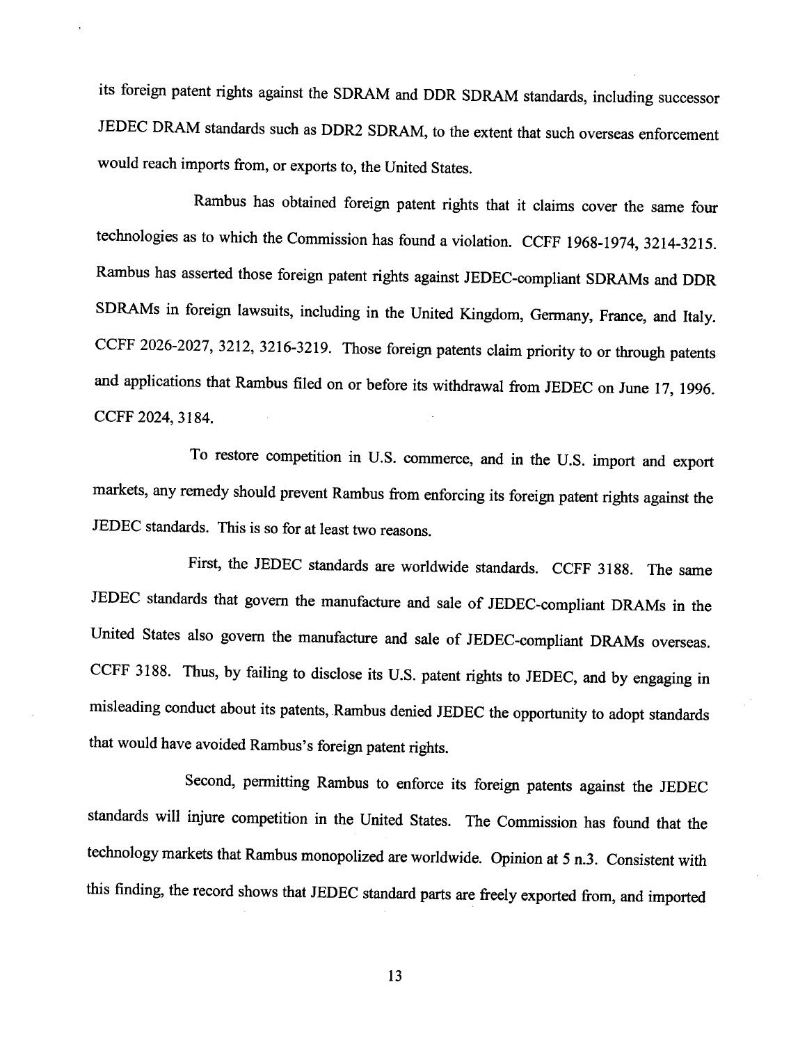its foreign patent rights against the SDRAM and DDR SDRAM standards, including successor JEDEC DRAM standards such as DDR2 SDRAM, to the extent that such overseas enforcement would reach imports from, or exports to, the United States.

Rambus has obtained foreign patent rights that it claims cover the same four technologies as to which the Commission has found a violation. CCFF 1968-1974, 3214-3215. Rambus has asserted those foreign patent rights against JEDEC-compliant SDRAMs and DDR SDRAMs in foreign lawsuits, including in the United Kingdom, Germany, France, and Italy. CCFF 2026-2027, 3212, 3216-3219. Those foreign patents claim priority to or through patents and applications that Rambus filed on or before its withdrawal from JEDEC on June 17, 1996. CCFF 2024, 3184.

To restore competition in U.S. commerce, and in the U.S. import and export markets, any remedy should prevent Rambus from enforcing its foreign patent rights against the JEDEC standards. This is so for at least two reasons.

First, the JEDEC standards are worldwide standards. CCFF 3188. The same JEDEC standards that govern the manufacture and sale of JEDEC-compliant DRAMs in the United States also govern the manufacture and sale of JEDEC-compliant DRAMs overseas. CCFF 3188. Thus, by failing to disclose its U.S. patent rights to JEDEC, and by engaging in misleading conduct about its patents, Rambus denied JEDEC the opportunity to adopt standards that would have avoided Rambus's foreign patent rights.

Second, permitting Rambus to enforce its foreign patents against the JEDEC standards will injure competition in the United States. The Commission has found that the technology markets that Rambus monopolized are worldwide. Opinion at 5 n.3. Consistent with this finding, the record shows that JEDEC standard parts are freely exported from, and imported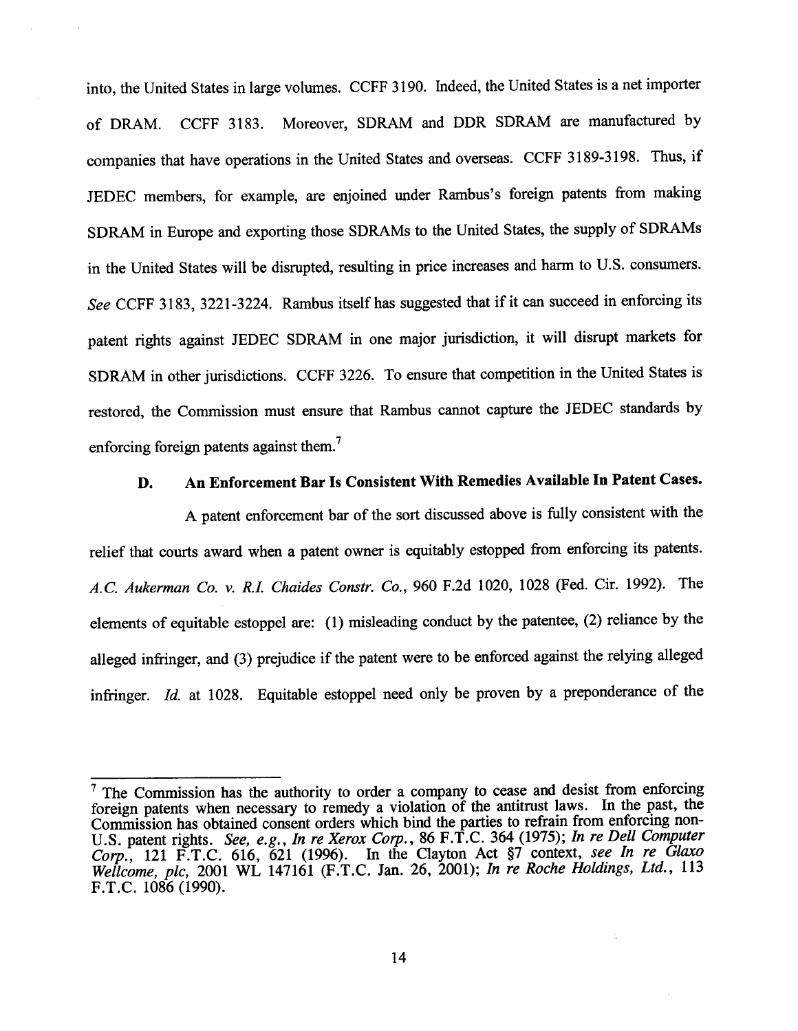into, the United States in large volumes. CCFF 3190. Indeed, the United States is a net importer of DRAM. CCFF 3183. Moreover, SDRAM and DDR SDRAM are manufactured by companies that have operations in the United States and overseas. CCFF 3189-3198. Thus, if JEDEC members, for example, are enjoined under Rambus's foreign patents from making SDRAM in Europe and exporting those SDRAMs to the United States, the supply of SDRAMs in the United States will be disrupted, resulting in price increases and harm to U.S. consumers. *See* CCFF 3183, 3221-3224. Rambus itself has suggested that if it can succeed in enforcing its patent rights against JEDEC SDRAM in one major jurisdiction, it will disrupt markets for SDRAM in other jurisdictions. CCFF 3226. To ensure that competition in the United States is restored, the Commission must ensure that Rambus cannot capture the JEDEC standards by enforcing foreign patents against them.[7]

### D. An Enforcement Bar Is Consistent With Remedies Available In Patent Cases.

A patent enforcement bar of the sort discussed above is fully consistent with the relief that courts award when a patent owner is equitably estopped from enforcing its patents. *A.C. Aukerman Co. v. R.I. Chaides Constr. Co.*, 960 F.2d 1020, 1028 (Fed. Cir. 1992). The elements of equitable estoppel are: (1) misleading conduct by the patentee, (2) reliance by the alleged infringer, and (3) prejudice if the patent were to be enforced against the relying alleged infringer. *Id.* at 1028. Equitable estoppel need only be proven by a preponderance of the

---

[7] The Commission has the authority to order a company to cease and desist from enforcing foreign patents when necessary to remedy a violation of the antitrust laws. In the past, the Commission has obtained consent orders which bind the parties to refrain from enforcing non-U.S. patent rights. *See, e.g., In re Xerox Corp.*, 86 F.T.C. 364 (1975); *In re Dell Computer Corp.*, 121 F.T.C. 616, 621 (1996). In the Clayton Act §7 context, *see In re Glaxo Wellcome, plc*, 2001 WL 147161 (F.T.C. Jan. 26, 2001); *In re Roche Holdings, Ltd.*, 113 F.T.C. 1086 (1990).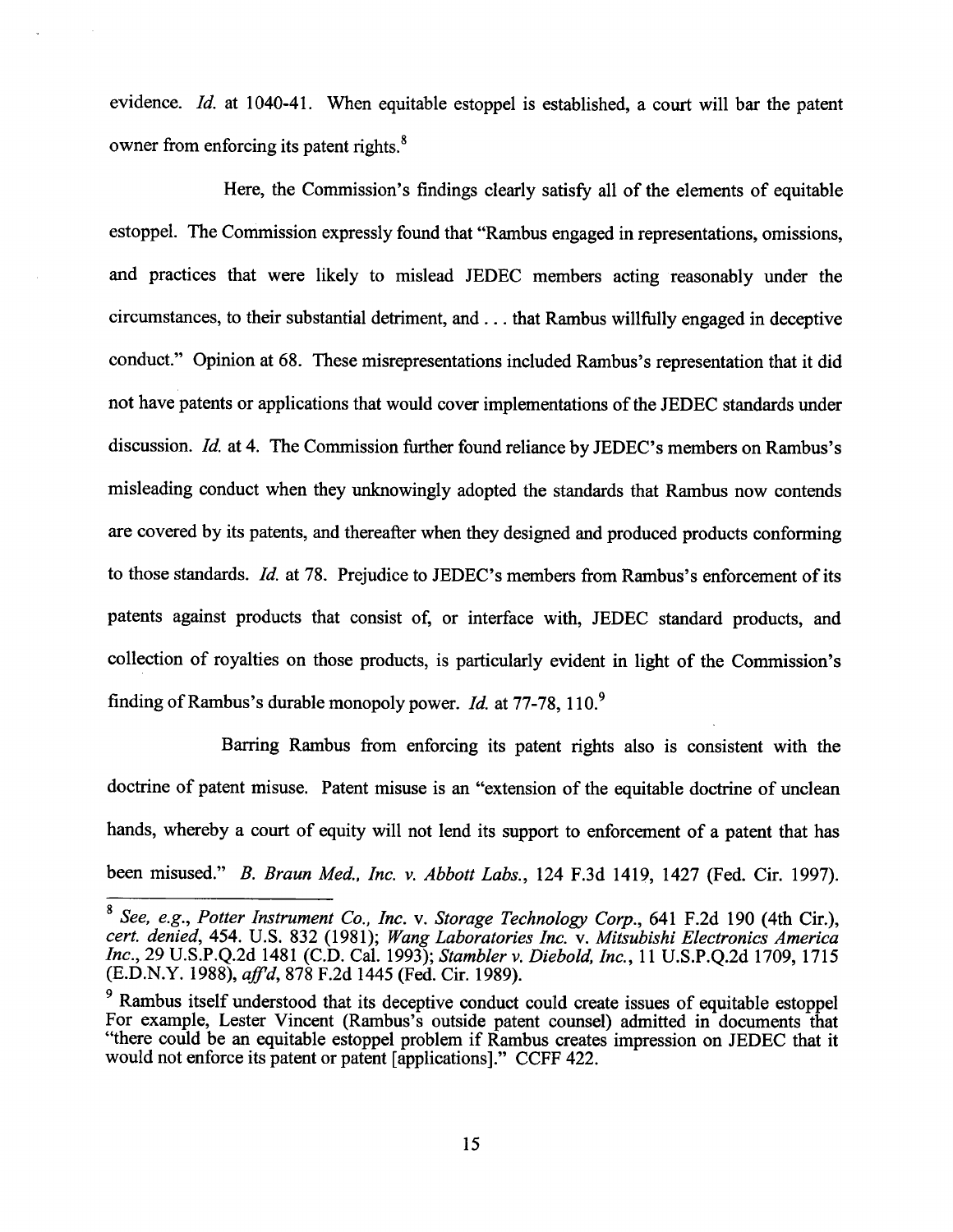evidence. *Id.* at 1040-41. When equitable estoppel is established, a court will bar the patent owner from enforcing its patent rights.[8]

Here, the Commission's findings clearly satisfy all of the elements of equitable estoppel. The Commission expressly found that "Rambus engaged in representations, omissions, and practices that were likely to mislead JEDEC members acting reasonably under the circumstances, to their substantial detriment, and . . . that Rambus willfully engaged in deceptive conduct." Opinion at 68. These misrepresentations included Rambus's representation that it did not have patents or applications that would cover implementations of the JEDEC standards under discussion. *Id.* at 4. The Commission further found reliance by JEDEC's members on Rambus's misleading conduct when they unknowingly adopted the standards that Rambus now contends are covered by its patents, and thereafter when they designed and produced products conforming to those standards. *Id.* at 78. Prejudice to JEDEC's members from Rambus's enforcement of its patents against products that consist of, or interface with, JEDEC standard products, and collection of royalties on those products, is particularly evident in light of the Commission's finding of Rambus's durable monopoly power. *Id.* at 77-78, 110.[9]

Barring Rambus from enforcing its patent rights also is consistent with the doctrine of patent misuse. Patent misuse is an "extension of the equitable doctrine of unclean hands, whereby a court of equity will not lend its support to enforcement of a patent that has been misused." *B. Braun Med., Inc. v. Abbott Labs.*, 124 F.3d 1419, 1427 (Fed. Cir. 1997).

---

[8] *See, e.g., Potter Instrument Co., Inc.* v. *Storage Technology Corp.*, 641 F.2d 190 (4th Cir.), *cert. denied*, 454. U.S. 832 (1981); *Wang Laboratories Inc.* v. *Mitsubishi Electronics America Inc.*, 29 U.S.P.Q.2d 1481 (C.D. Cal. 1993); *Stambler v. Diebold, Inc.*, 11 U.S.P.Q.2d 1709, 1715 (E.D.N.Y. 1988), *aff'd*, 878 F.2d 1445 (Fed. Cir. 1989).

[9] Rambus itself understood that its deceptive conduct could create issues of equitable estoppel For example, Lester Vincent (Rambus's outside patent counsel) admitted in documents that "there could be an equitable estoppel problem if Rambus creates impression on JEDEC that it would not enforce its patent or patent [applications]." CCFF 422.